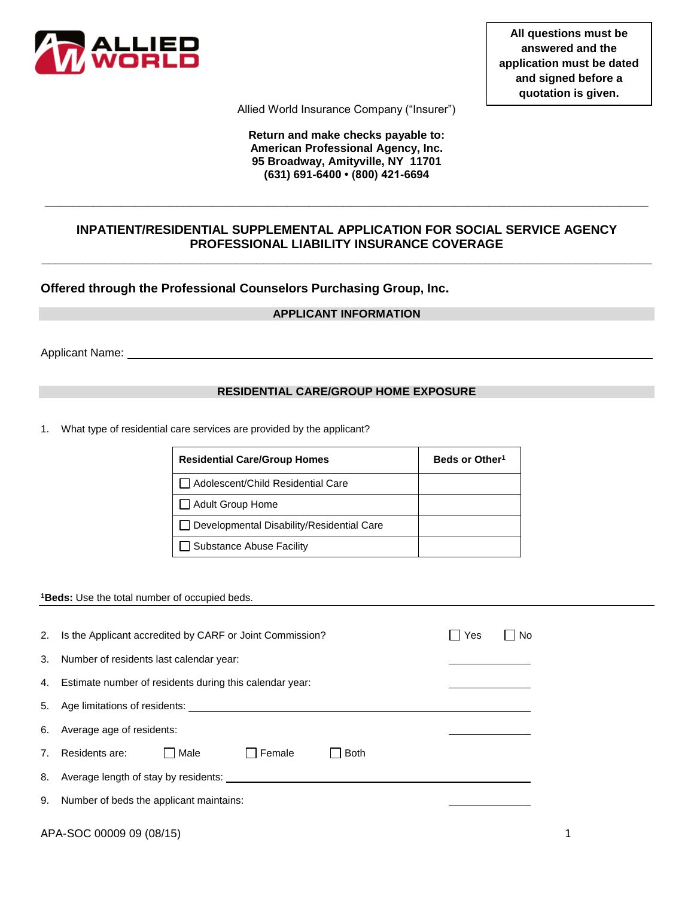**All questions must be answered and the application must be dated and signed before a quotation is given.**

Allied World Insurance Company ("Insurer")

**Return and make checks payable to:**
**American Professional Agency, Inc.**
**95 Broadway, Amityville, NY 11701**
**(631) 691-6400 • (800) 421-6694**

# INPATIENT/RESIDENTIAL SUPPLEMENTAL APPLICATION FOR SOCIAL SERVICE AGENCY PROFESSIONAL LIABILITY INSURANCE COVERAGE

### Offered through the Professional Counselors Purchasing Group, Inc.

## APPLICANT INFORMATION

Applicant Name: ____________________________________________

## RESIDENTIAL CARE/GROUP HOME EXPOSURE

1. What type of residential care services are provided by the applicant?

| Residential Care/Group Homes | Beds or Other[1] |
|---|---|
| ☐ Adolescent/Child Residential Care | |
| ☐ Adult Group Home | |
| ☐ Developmental Disability/Residential Care | |
| ☐ Substance Abuse Facility | |

[1]**Beds:** Use the total number of occupied beds.

2. Is the Applicant accredited by CARF or Joint Commission? ☐ Yes ☐ No
3. Number of residents last calendar year: ____________
4. Estimate number of residents during this calendar year: ____________
5. Age limitations of residents: ____________________________________________
6. Average age of residents: ____________
7. Residents are: ☐ Male ☐ Female ☐ Both
8. Average length of stay by residents: ____________________________________________
9. Number of beds the applicant maintains: ____________

APA-SOC 00009 09 (08/15)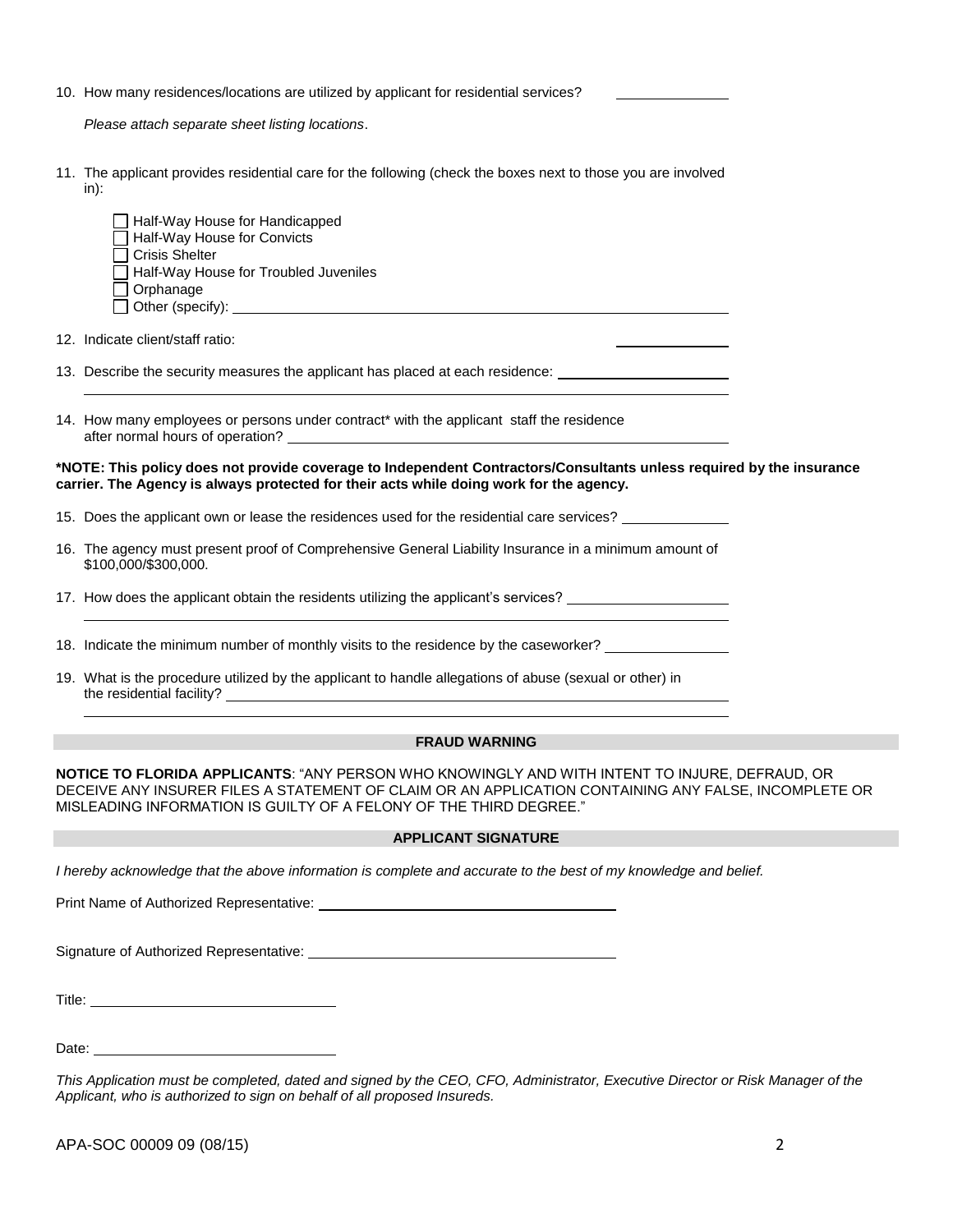10. How many residences/locations are utilized by applicant for residential services? \_\_\_\_\_\_\_\_\_\_\_\_\_\_

    *Please attach separate sheet listing locations*.

11. The applicant provides residential care for the following (check the boxes next to those you are involved in):

    - ☐ Half-Way House for Handicapped
    - ☐ Half-Way House for Convicts
    - ☐ Crisis Shelter
    - ☐ Half-Way House for Troubled Juveniles
    - ☐ Orphanage
    - ☐ Other (specify): \_\_\_\_\_\_\_\_\_\_\_\_\_\_\_\_\_\_\_\_\_\_\_\_\_\_\_\_\_\_\_\_\_\_\_\_\_\_\_\_

12. Indicate client/staff ratio: \_\_\_\_\_\_\_\_\_\_\_\_\_\_

13. Describe the security measures the applicant has placed at each residence: \_\_\_\_\_\_\_\_\_\_\_\_\_\_\_\_\_\_\_\_\_\_

14. How many employees or persons under contract* with the applicant staff the residence after normal hours of operation? \_\_\_\_\_\_\_\_\_\_\_\_\_\_\_\_\_\_\_\_\_\_\_\_\_\_\_\_\_\_

**\*NOTE: This policy does not provide coverage to Independent Contractors/Consultants unless required by the insurance carrier. The Agency is always protected for their acts while doing work for the agency.**

15. Does the applicant own or lease the residences used for the residential care services? \_\_\_\_\_\_\_\_\_\_\_\_\_\_

16. The agency must present proof of Comprehensive General Liability Insurance in a minimum amount of $100,000/$300,000.

17. How does the applicant obtain the residents utilizing the applicant's services? \_\_\_\_\_\_\_\_\_\_\_\_\_\_\_\_\_\_\_\_

18. Indicate the minimum number of monthly visits to the residence by the caseworker? \_\_\_\_\_\_\_\_\_\_\_\_\_\_\_\_

19. What is the procedure utilized by the applicant to handle allegations of abuse (sexual or other) in the residential facility? \_\_\_\_\_\_\_\_\_\_\_\_\_\_\_\_\_\_\_\_\_\_\_\_\_\_\_\_\_\_\_\_\_\_\_\_\_\_\_\_

## FRAUD WARNING

**NOTICE TO FLORIDA APPLICANTS**: "ANY PERSON WHO KNOWINGLY AND WITH INTENT TO INJURE, DEFRAUD, OR DECEIVE ANY INSURER FILES A STATEMENT OF CLAIM OR AN APPLICATION CONTAINING ANY FALSE, INCOMPLETE OR MISLEADING INFORMATION IS GUILTY OF A FELONY OF THE THIRD DEGREE."

## APPLICANT SIGNATURE

*I hereby acknowledge that the above information is complete and accurate to the best of my knowledge and belief.*

Print Name of Authorized Representative: \_\_\_\_\_\_\_\_\_\_\_\_\_\_\_\_\_\_\_\_\_\_\_\_\_\_\_\_\_\_\_\_\_\_\_\_\_\_\_\_

Signature of Authorized Representative: \_\_\_\_\_\_\_\_\_\_\_\_\_\_\_\_\_\_\_\_\_\_\_\_\_\_\_\_\_\_\_\_\_\_\_\_\_\_\_\_

Title: \_\_\_\_\_\_\_\_\_\_\_\_\_\_\_\_\_\_\_\_\_\_\_\_\_\_\_\_\_\_\_\_

Date: \_\_\_\_\_\_\_\_\_\_\_\_\_\_\_\_\_\_\_\_\_\_\_\_\_\_\_\_\_\_\_\_

*This Application must be completed, dated and signed by the CEO, CFO, Administrator, Executive Director or Risk Manager of the Applicant, who is authorized to sign on behalf of all proposed Insureds.*

APA-SOC 00009 09 (08/15)